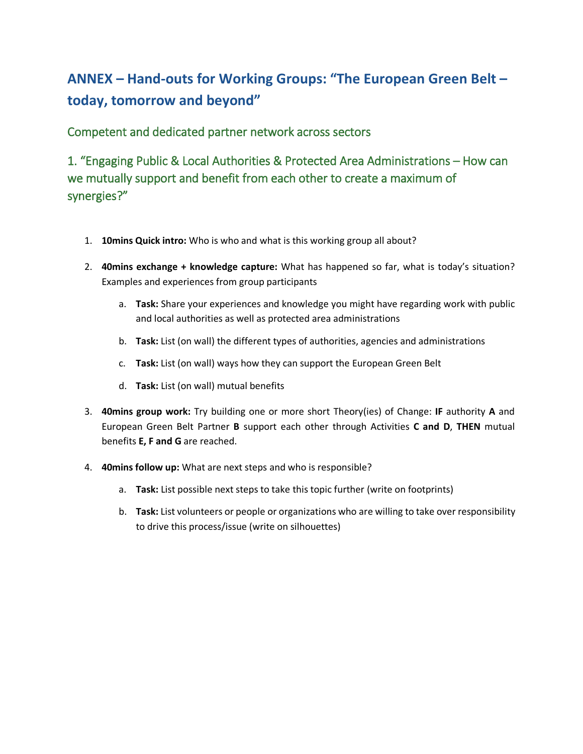# ANNEX – Hand-outs for Working Groups: "The European Green Belt – today, tomorrow and beyond"

## Competent and dedicated partner network across sectors

## 1. "Engaging Public & Local Authorities & Protected Area Administrations – How can we mutually support and benefit from each other to create a maximum of synergies?"

1. **10mins Quick intro:** Who is who and what is this working group all about?
2. **40mins exchange + knowledge capture:** What has happened so far, what is today's situation? Examples and experiences from group participants
    a. **Task:** Share your experiences and knowledge you might have regarding work with public and local authorities as well as protected area administrations
    b. **Task:** List (on wall) the different types of authorities, agencies and administrations
    c. **Task:** List (on wall) ways how they can support the European Green Belt
    d. **Task:** List (on wall) mutual benefits
3. **40mins group work:** Try building one or more short Theory(ies) of Change: **IF** authority **A** and European Green Belt Partner **B** support each other through Activities **C and D**, **THEN** mutual benefits **E, F and G** are reached.
4. **40mins follow up:** What are next steps and who is responsible?
    a. **Task:** List possible next steps to take this topic further (write on footprints)
    b. **Task:** List volunteers or people or organizations who are willing to take over responsibility to drive this process/issue (write on silhouettes)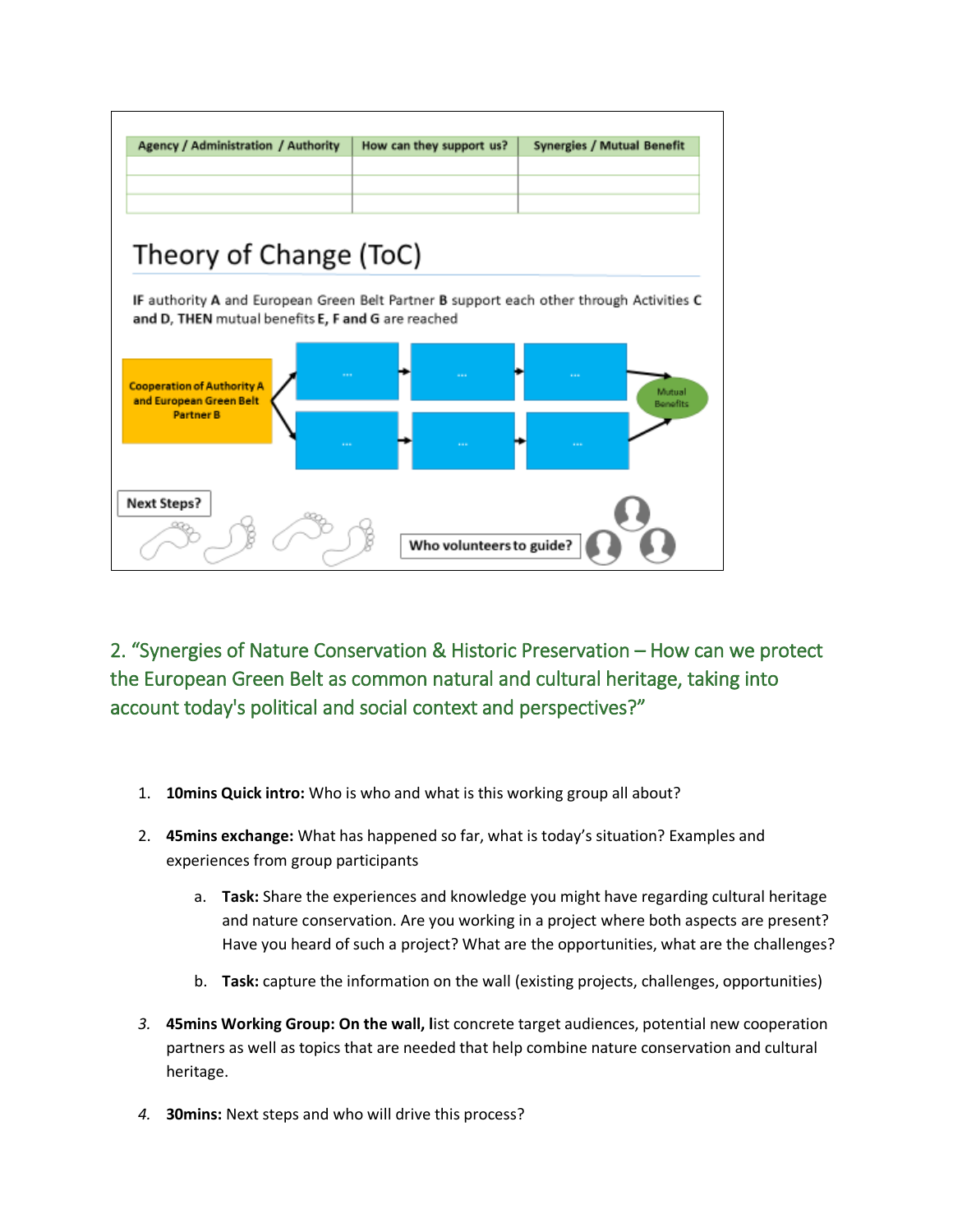| Agency / Administration / Authority | How can they support us? | Synergies / Mutual Benefit |
| --- | --- | --- |
| | | |
| | | |
| | | |

## Theory of Change (ToC)

**IF** authority **A** and European Green Belt Partner **B** support each other through Activities **C** and **D**, **THEN** mutual benefits **E, F and G** are reached

Cooperation of Authority A and European Green Belt Partner B → ... → ... → ... → Mutual Benefits

Cooperation of Authority A and European Green Belt Partner B → ... → ... → ... → Mutual Benefits

**Next Steps?**

**Who volunteers to guide?**

## 2. "Synergies of Nature Conservation & Historic Preservation – How can we protect the European Green Belt as common natural and cultural heritage, taking into account today's political and social context and perspectives?"

1. **10mins Quick intro:** Who is who and what is this working group all about?
2. **45mins exchange:** What has happened so far, what is today's situation? Examples and experiences from group participants
   a. **Task:** Share the experiences and knowledge you might have regarding cultural heritage and nature conservation. Are you working in a project where both aspects are present? Have you heard of such a project? What are the opportunities, what are the challenges?
   b. **Task:** capture the information on the wall (existing projects, challenges, opportunities)
3. **45mins Working Group: On the wall, l**ist concrete target audiences, potential new cooperation partners as well as topics that are needed that help combine nature conservation and cultural heritage.
4. **30mins:** Next steps and who will drive this process?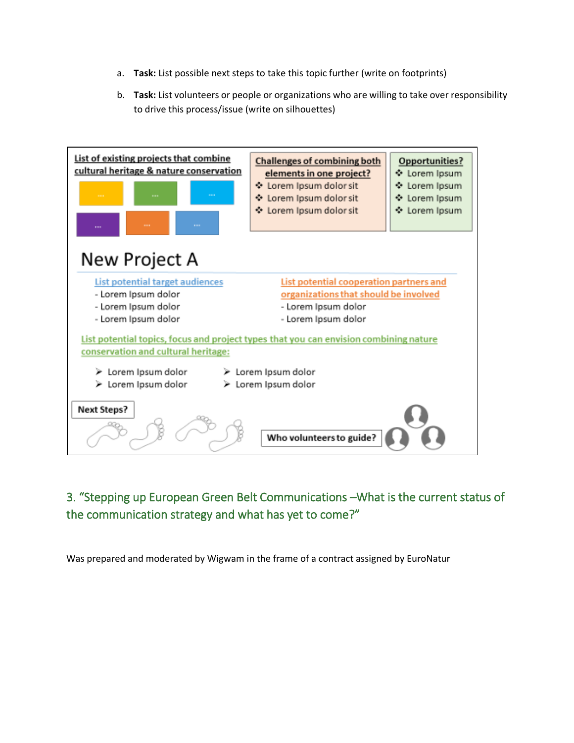a. **Task:** List possible next steps to take this topic further (write on footprints)

b. **Task:** List volunteers or people or organizations who are willing to take over responsibility to drive this process/issue (write on silhouettes)

List of existing projects that combine cultural heritage & nature conservation

... ... ...

... ... ...

Challenges of combining both elements in one project?

- Lorem Ipsum dolor sit
- Lorem Ipsum dolor sit
- Lorem Ipsum dolor sit

Opportunities?

- Lorem Ipsum
- Lorem Ipsum
- Lorem Ipsum
- Lorem Ipsum

New Project A

List potential target audiences

- Lorem Ipsum dolor
- Lorem Ipsum dolor
- Lorem Ipsum dolor

List potential cooperation partners and organizations that should be involved

- Lorem Ipsum dolor
- Lorem Ipsum dolor

List potential topics, focus and project types that you can envision combining nature conservation and cultural heritage:

- Lorem Ipsum dolor
- Lorem Ipsum dolor
- Lorem Ipsum dolor
- Lorem Ipsum dolor

Next Steps?

Who volunteers to guide?

## 3. "Stepping up European Green Belt Communications –What is the current status of the communication strategy and what has yet to come?"

Was prepared and moderated by Wigwam in the frame of a contract assigned by EuroNatur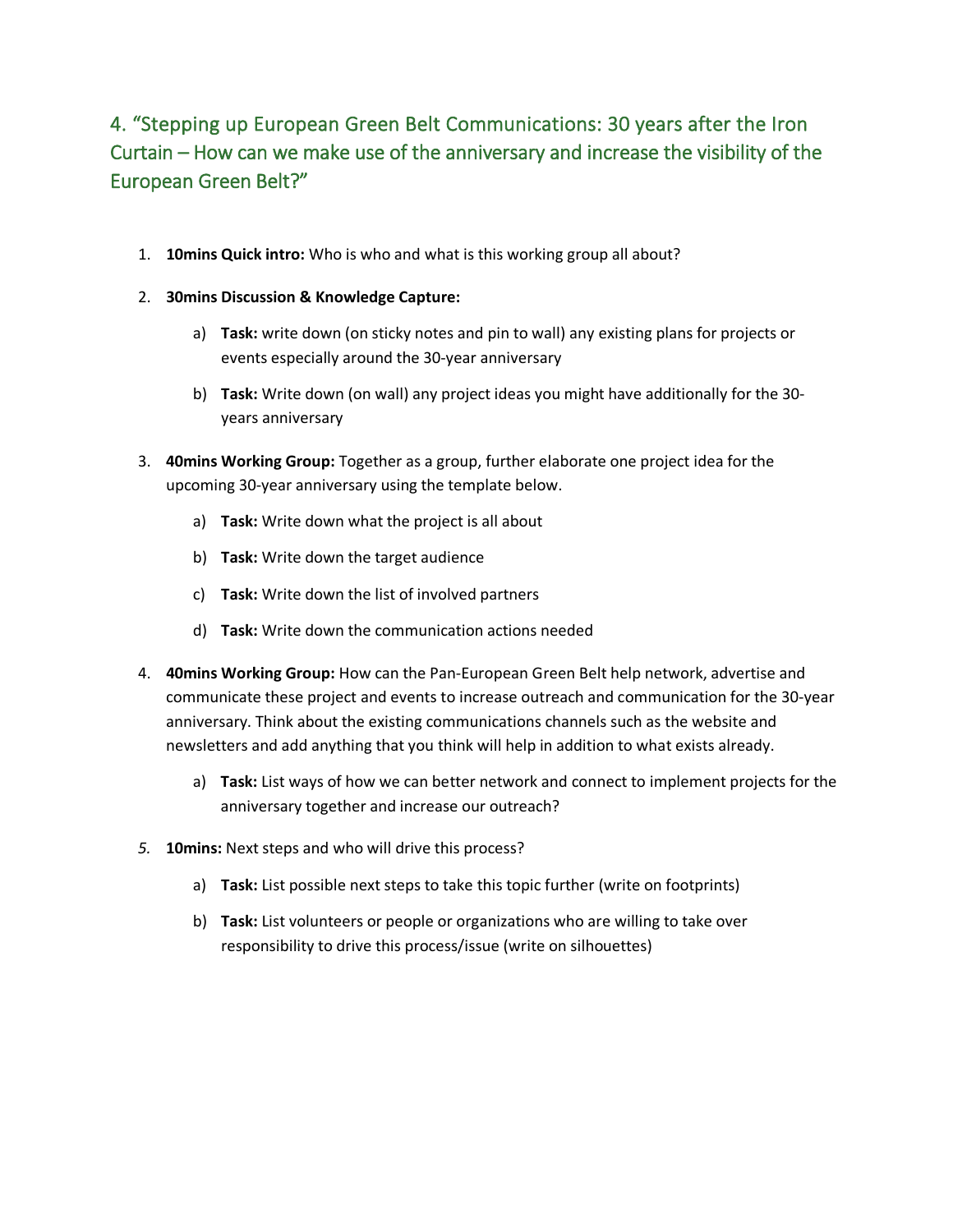## 4. "Stepping up European Green Belt Communications: 30 years after the Iron Curtain – How can we make use of the anniversary and increase the visibility of the European Green Belt?"

1. **10mins Quick intro:** Who is who and what is this working group all about?

2. **30mins Discussion & Knowledge Capture:**

    a) **Task:** write down (on sticky notes and pin to wall) any existing plans for projects or events especially around the 30-year anniversary

    b) **Task:** Write down (on wall) any project ideas you might have additionally for the 30-years anniversary

3. **40mins Working Group:** Together as a group, further elaborate one project idea for the upcoming 30-year anniversary using the template below.

    a) **Task:** Write down what the project is all about

    b) **Task:** Write down the target audience

    c) **Task:** Write down the list of involved partners

    d) **Task:** Write down the communication actions needed

4. **40mins Working Group:** How can the Pan-European Green Belt help network, advertise and communicate these project and events to increase outreach and communication for the 30-year anniversary. Think about the existing communications channels such as the website and newsletters and add anything that you think will help in addition to what exists already.

    a) **Task:** List ways of how we can better network and connect to implement projects for the anniversary together and increase our outreach?

5. **10mins:** Next steps and who will drive this process?

    a) **Task:** List possible next steps to take this topic further (write on footprints)

    b) **Task:** List volunteers or people or organizations who are willing to take over responsibility to drive this process/issue (write on silhouettes)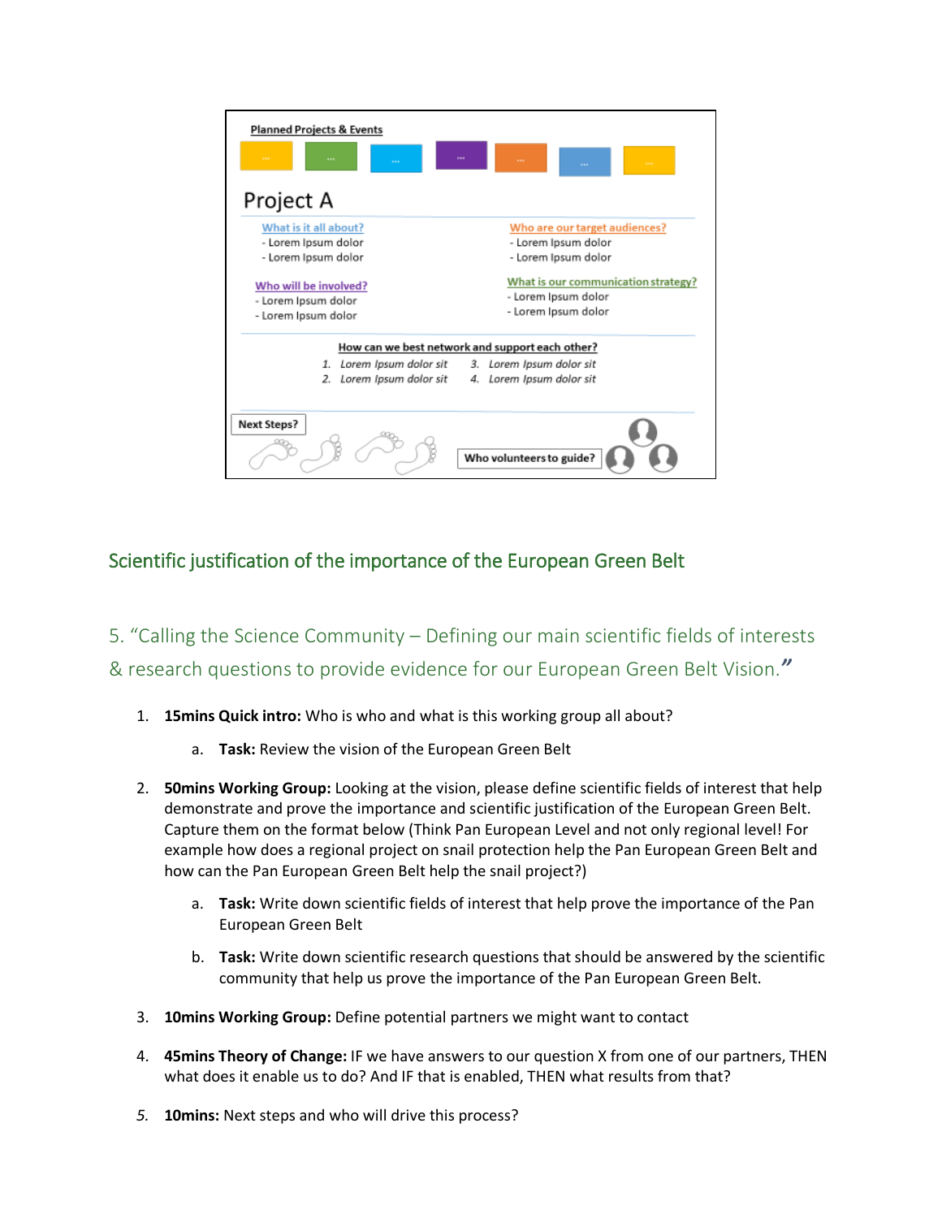Planned Projects & Events

Project A

What is it all about?
- Lorem Ipsum dolor
- Lorem Ipsum dolor

Who are our target audiences?
- Lorem Ipsum dolor
- Lorem Ipsum dolor

Who will be involved?
- Lorem Ipsum dolor
- Lorem Ipsum dolor

What is our communication strategy?
- Lorem Ipsum dolor
- Lorem Ipsum dolor

How can we best network and support each other?

1. *Lorem Ipsum dolor sit*
2. *Lorem Ipsum dolor sit*
3. *Lorem Ipsum dolor sit*
4. *Lorem Ipsum dolor sit*

Next Steps?

Who volunteers to guide?

## Scientific justification of the importance of the European Green Belt

### 5. "Calling the Science Community – Defining our main scientific fields of interests & research questions to provide evidence for our European Green Belt Vision."

1. **15mins Quick intro:** Who is who and what is this working group all about?
   a. **Task:** Review the vision of the European Green Belt
2. **50mins Working Group:** Looking at the vision, please define scientific fields of interest that help demonstrate and prove the importance and scientific justification of the European Green Belt. Capture them on the format below (Think Pan European Level and not only regional level! For example how does a regional project on snail protection help the Pan European Green Belt and how can the Pan European Green Belt help the snail project?)
   a. **Task:** Write down scientific fields of interest that help prove the importance of the Pan European Green Belt
   b. **Task:** Write down scientific research questions that should be answered by the scientific community that help us prove the importance of the Pan European Green Belt.
3. **10mins Working Group:** Define potential partners we might want to contact
4. **45mins Theory of Change:** IF we have answers to our question X from one of our partners, THEN what does it enable us to do? And IF that is enabled, THEN what results from that?
5. **10mins:** Next steps and who will drive this process?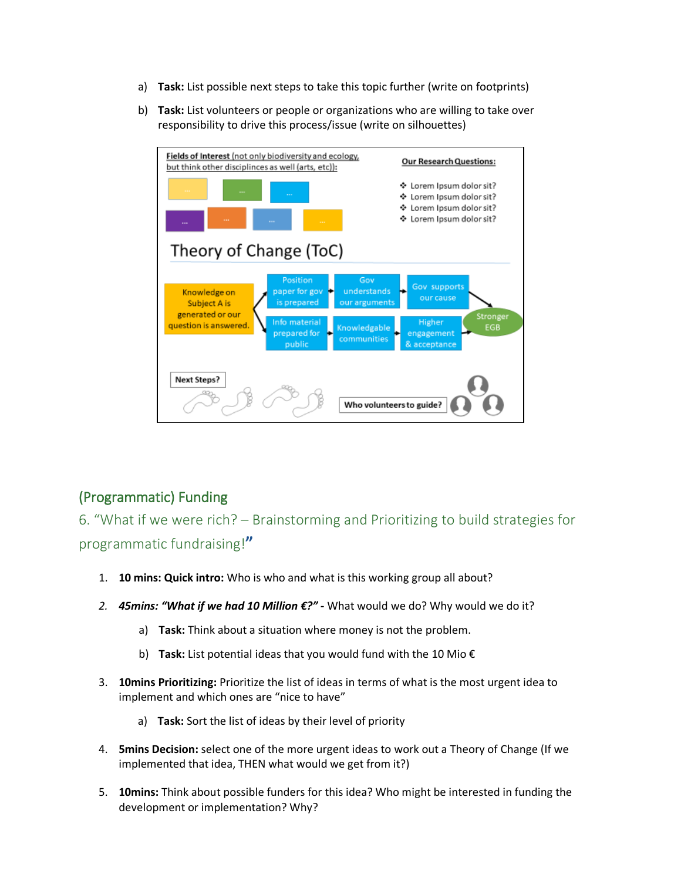a) **Task:** List possible next steps to take this topic further (write on footprints)

b) **Task:** List volunteers or people or organizations who are willing to take over responsibility to drive this process/issue (write on silhouettes)

## (Programmatic) Funding

### 6. "What if we were rich? – Brainstorming and Prioritizing to build strategies for programmatic fundraising!"

1. **10 mins: Quick intro:** Who is who and what is this working group all about?

2. ***45mins: "What if we had 10 Million €?" -*** What would we do? Why would we do it?

   a) **Task:** Think about a situation where money is not the problem.

   b) **Task:** List potential ideas that you would fund with the 10 Mio €

3. **10mins Prioritizing:** Prioritize the list of ideas in terms of what is the most urgent idea to implement and which ones are "nice to have"

   a) **Task:** Sort the list of ideas by their level of priority

4. **5mins Decision:** select one of the more urgent ideas to work out a Theory of Change (If we implemented that idea, THEN what would we get from it?)

5. **10mins:** Think about possible funders for this idea? Who might be interested in funding the development or implementation? Why?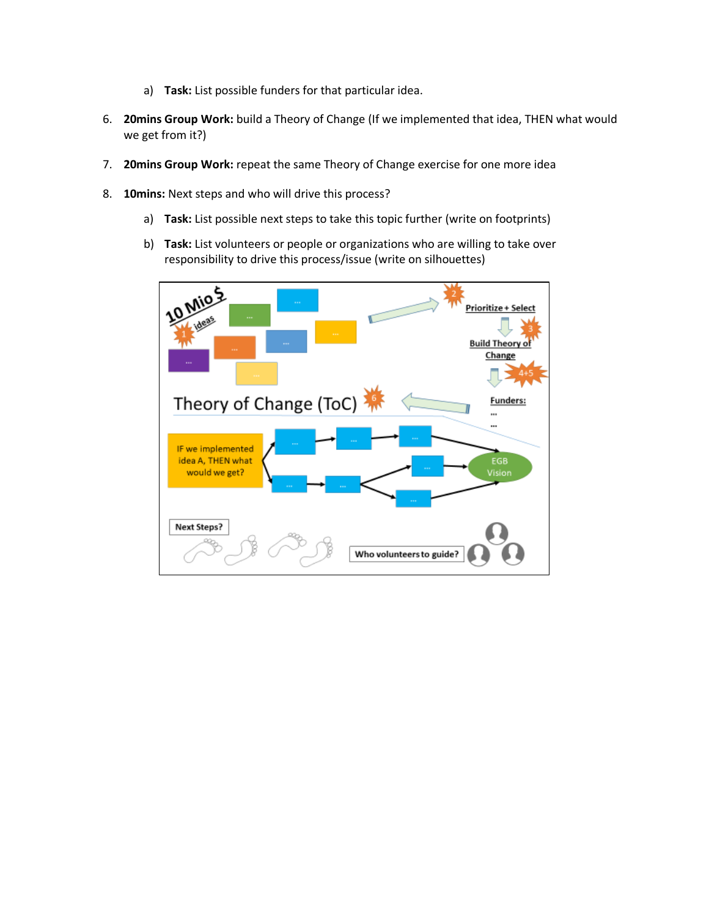a) **Task:** List possible funders for that particular idea.

6. **20mins Group Work:** build a Theory of Change (If we implemented that idea, THEN what would we get from it?)

7. **20mins Group Work:** repeat the same Theory of Change exercise for one more idea

8. **10mins:** Next steps and who will drive this process?

   a) **Task:** List possible next steps to take this topic further (write on footprints)

   b) **Task:** List volunteers or people or organizations who are willing to take over responsibility to drive this process/issue (write on silhouettes)

10 Mio $
ideas
1
2
Prioritize + Select
3
Build Theory of Change
4+5
Funders:
...
...
Theory of Change (ToC)
6
IF we implemented idea A, THEN what would we get?
EGB Vision
Next Steps?
Who volunteers to guide?